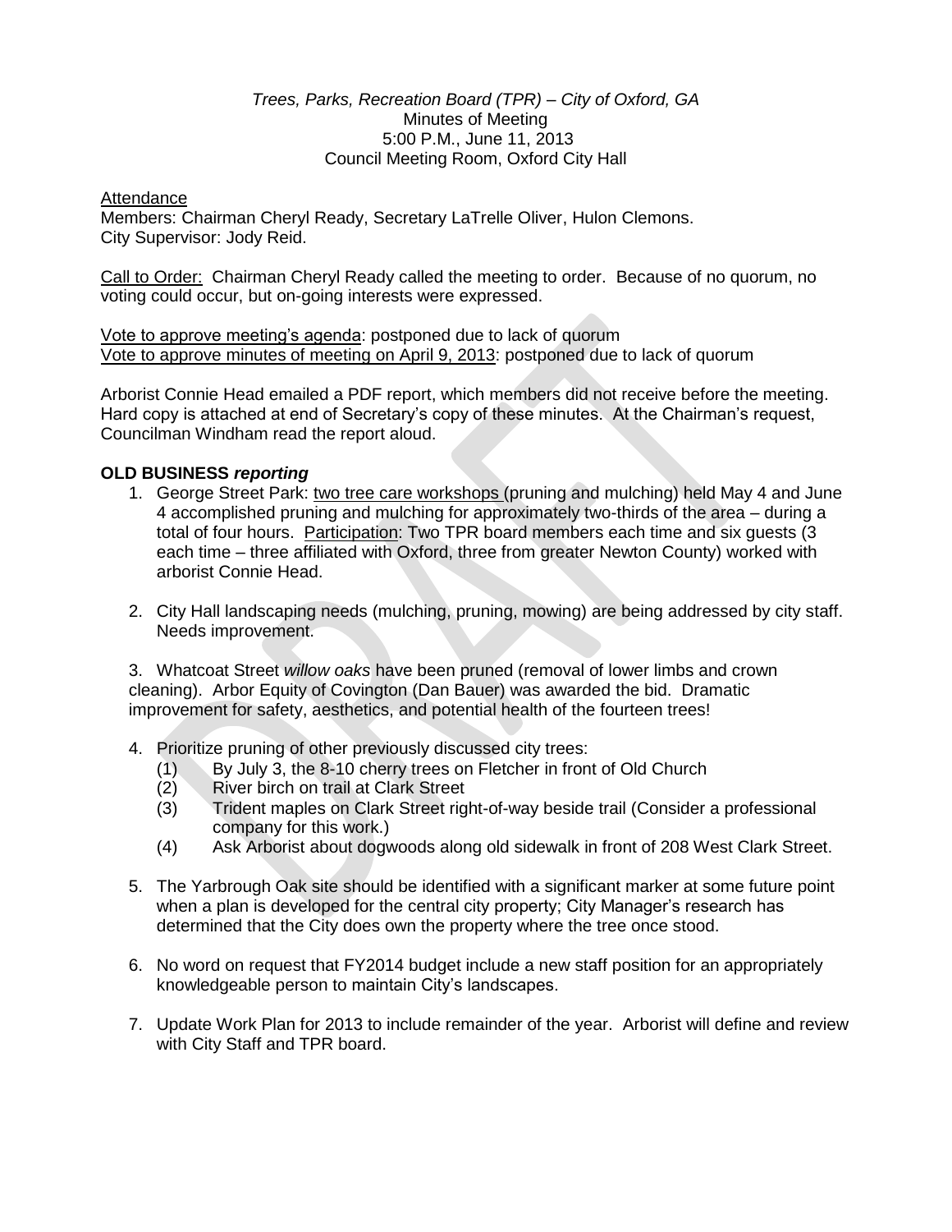*Trees, Parks, Recreation Board (TPR) – City of Oxford, GA*
Minutes of Meeting
5:00 P.M., June 11, 2013
Council Meeting Room, Oxford City Hall

Attendance
Members: Chairman Cheryl Ready, Secretary LaTrelle Oliver, Hulon Clemons.
City Supervisor: Jody Reid.

Call to Order: Chairman Cheryl Ready called the meeting to order. Because of no quorum, no voting could occur, but on-going interests were expressed.

Vote to approve meeting's agenda: postponed due to lack of quorum
Vote to approve minutes of meeting on April 9, 2013: postponed due to lack of quorum

Arborist Connie Head emailed a PDF report, which members did not receive before the meeting. Hard copy is attached at end of Secretary's copy of these minutes. At the Chairman's request, Councilman Windham read the report aloud.

**OLD BUSINESS *reporting***

1. George Street Park: two tree care workshops (pruning and mulching) held May 4 and June 4 accomplished pruning and mulching for approximately two-thirds of the area – during a total of four hours. Participation: Two TPR board members each time and six guests (3 each time – three affiliated with Oxford, three from greater Newton County) worked with arborist Connie Head.

2. City Hall landscaping needs (mulching, pruning, mowing) are being addressed by city staff. Needs improvement.

3. Whatcoat Street *willow oaks* have been pruned (removal of lower limbs and crown cleaning). Arbor Equity of Covington (Dan Bauer) was awarded the bid. Dramatic improvement for safety, aesthetics, and potential health of the fourteen trees!

4. Prioritize pruning of other previously discussed city trees:
   (1) By July 3, the 8-10 cherry trees on Fletcher in front of Old Church
   (2) River birch on trail at Clark Street
   (3) Trident maples on Clark Street right-of-way beside trail (Consider a professional company for this work.)
   (4) Ask Arborist about dogwoods along old sidewalk in front of 208 West Clark Street.

5. The Yarbrough Oak site should be identified with a significant marker at some future point when a plan is developed for the central city property; City Manager's research has determined that the City does own the property where the tree once stood.

6. No word on request that FY2014 budget include a new staff position for an appropriately knowledgeable person to maintain City's landscapes.

7. Update Work Plan for 2013 to include remainder of the year. Arborist will define and review with City Staff and TPR board.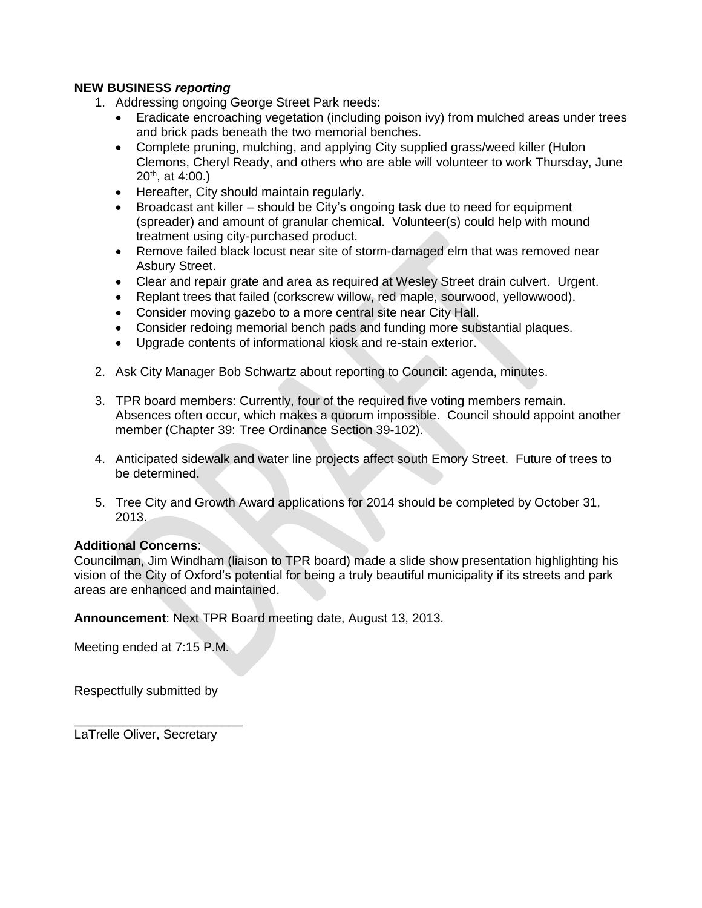**NEW BUSINESS *reporting***

1. Addressing ongoing George Street Park needs:
   - Eradicate encroaching vegetation (including poison ivy) from mulched areas under trees and brick pads beneath the two memorial benches.
   - Complete pruning, mulching, and applying City supplied grass/weed killer (Hulon Clemons, Cheryl Ready, and others who are able will volunteer to work Thursday, June 20th, at 4:00.)
   - Hereafter, City should maintain regularly.
   - Broadcast ant killer – should be City's ongoing task due to need for equipment (spreader) and amount of granular chemical. Volunteer(s) could help with mound treatment using city-purchased product.
   - Remove failed black locust near site of storm-damaged elm that was removed near Asbury Street.
   - Clear and repair grate and area as required at Wesley Street drain culvert. Urgent.
   - Replant trees that failed (corkscrew willow, red maple, sourwood, yellowwood).
   - Consider moving gazebo to a more central site near City Hall.
   - Consider redoing memorial bench pads and funding more substantial plaques.
   - Upgrade contents of informational kiosk and re-stain exterior.

2. Ask City Manager Bob Schwartz about reporting to Council: agenda, minutes.

3. TPR board members: Currently, four of the required five voting members remain. Absences often occur, which makes a quorum impossible. Council should appoint another member (Chapter 39: Tree Ordinance Section 39-102).

4. Anticipated sidewalk and water line projects affect south Emory Street. Future of trees to be determined.

5. Tree City and Growth Award applications for 2014 should be completed by October 31, 2013.

**Additional Concerns**:
Councilman, Jim Windham (liaison to TPR board) made a slide show presentation highlighting his vision of the City of Oxford's potential for being a truly beautiful municipality if its streets and park areas are enhanced and maintained.

**Announcement**: Next TPR Board meeting date, August 13, 2013.

Meeting ended at 7:15 P.M.

Respectfully submitted by

\_\_\_\_\_\_\_\_\_\_\_\_\_\_\_\_\_\_\_\_\_\_\_\_\_
LaTrelle Oliver, Secretary